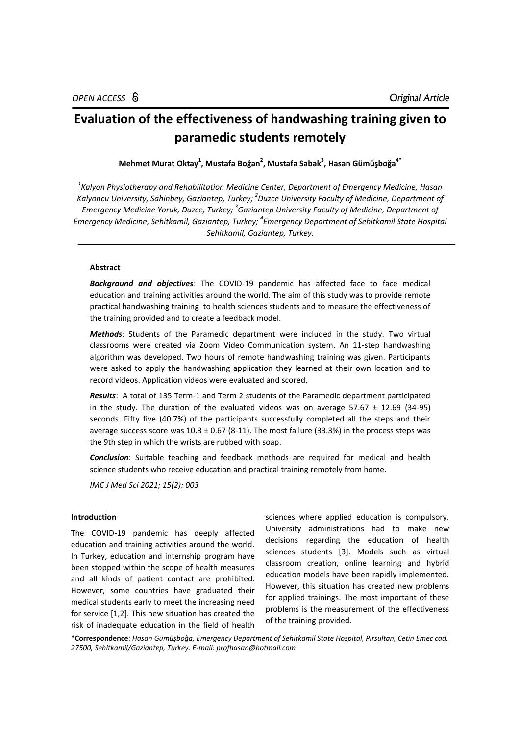*OPEN ACCESS* *Original Article*

# Evaluation of the effectiveness of handwashing training given to paramedic students remotely

**Mehmet Murat Oktay[1], Mustafa Boğan[2], Mustafa Sabak[3], Hasan Gümüşboğa[4*]**

*[1]Kalyon Physiotherapy and Rehabilitation Medicine Center, Department of Emergency Medicine, Hasan Kalyoncu University, Sahinbey, Gaziantep, Turkey; [2]Duzce University Faculty of Medicine, Department of Emergency Medicine Yoruk, Duzce, Turkey; [3]Gaziantep University Faculty of Medicine, Department of Emergency Medicine, Sehitkamil, Gaziantep, Turkey; [4]Emergency Department of Sehitkamil State Hospital Sehitkamil, Gaziantep, Turkey.*

## Abstract

***Background and objectives***: The COVID-19 pandemic has affected face to face medical education and training activities around the world. The aim of this study was to provide remote practical handwashing training to health sciences students and to measure the effectiveness of the training provided and to create a feedback model.

***Methods***: Students of the Paramedic department were included in the study. Two virtual classrooms were created via Zoom Video Communication system. An 11-step handwashing algorithm was developed. Two hours of remote handwashing training was given. Participants were asked to apply the handwashing application they learned at their own location and to record videos. Application videos were evaluated and scored.

***Results***: A total of 135 Term-1 and Term 2 students of the Paramedic department participated in the study. The duration of the evaluated videos was on average 57.67 ± 12.69 (34-95) seconds. Fifty five (40.7%) of the participants successfully completed all the steps and their average success score was 10.3 ± 0.67 (8-11). The most failure (33.3%) in the process steps was the 9th step in which the wrists are rubbed with soap.

***Conclusion***: Suitable teaching and feedback methods are required for medical and health science students who receive education and practical training remotely from home.

*IMC J Med Sci 2021; 15(2): 003*

## Introduction

The COVID-19 pandemic has deeply affected education and training activities around the world. In Turkey, education and internship program have been stopped within the scope of health measures and all kinds of patient contact are prohibited. However, some countries have graduated their medical students early to meet the increasing need for service [1,2]. This new situation has created the risk of inadequate education in the field of health sciences where applied education is compulsory. University administrations had to make new decisions regarding the education of health sciences students [3]. Models such as virtual classroom creation, online learning and hybrid education models have been rapidly implemented. However, this situation has created new problems for applied trainings. The most important of these problems is the measurement of the effectiveness of the training provided.

**\*Correspondence**: *Hasan Gümüşboğa, Emergency Department of Sehitkamil State Hospital, Pirsultan, Cetin Emec cad. 27500, Sehitkamil/Gaziantep, Turkey. E-mail: profhasan@hotmail.com*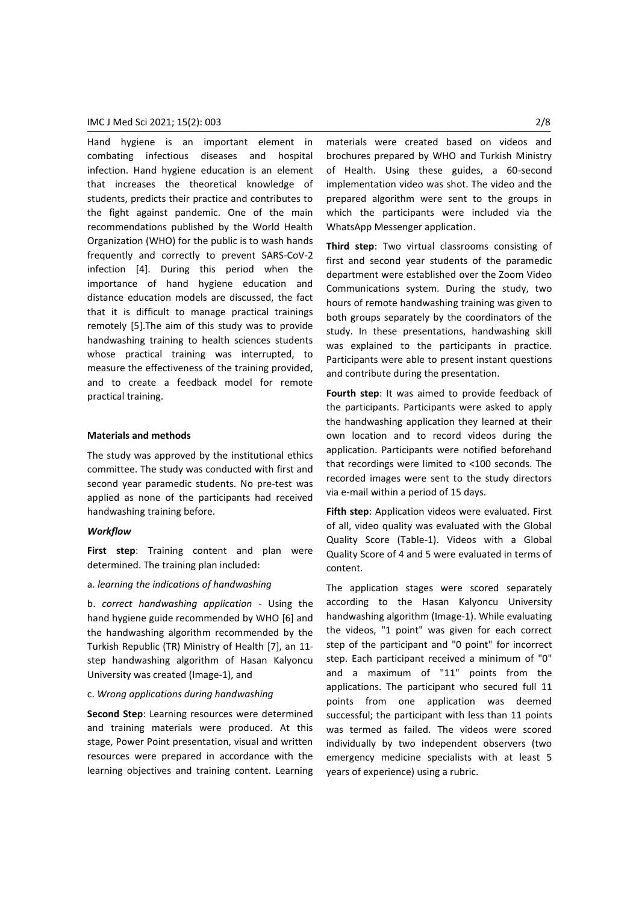Hand hygiene is an important element in combating infectious diseases and hospital infection. Hand hygiene education is an element that increases the theoretical knowledge of students, predicts their practice and contributes to the fight against pandemic. One of the main recommendations published by the World Health Organization (WHO) for the public is to wash hands frequently and correctly to prevent SARS-CoV-2 infection [4]. During this period when the importance of hand hygiene education and distance education models are discussed, the fact that it is difficult to manage practical trainings remotely [5].The aim of this study was to provide handwashing training to health sciences students whose practical training was interrupted, to measure the effectiveness of the training provided, and to create a feedback model for remote practical training.

**Materials and methods**

The study was approved by the institutional ethics committee. The study was conducted with first and second year paramedic students. No pre-test was applied as none of the participants had received handwashing training before.

***Workflow***

**First step**: Training content and plan were determined. The training plan included:

a. *learning the indications of handwashing*

b. *correct handwashing application* - Using the hand hygiene guide recommended by WHO [6] and the handwashing algorithm recommended by the Turkish Republic (TR) Ministry of Health [7], an 11-step handwashing algorithm of Hasan Kalyoncu University was created (Image-1), and

c. *Wrong applications during handwashing*

**Second Step**: Learning resources were determined and training materials were produced. At this stage, Power Point presentation, visual and written resources were prepared in accordance with the learning objectives and training content. Learning materials were created based on videos and brochures prepared by WHO and Turkish Ministry of Health. Using these guides, a 60-second implementation video was shot. The video and the prepared algorithm were sent to the groups in which the participants were included via the WhatsApp Messenger application.

**Third step**: Two virtual classrooms consisting of first and second year students of the paramedic department were established over the Zoom Video Communications system. During the study, two hours of remote handwashing training was given to both groups separately by the coordinators of the study. In these presentations, handwashing skill was explained to the participants in practice. Participants were able to present instant questions and contribute during the presentation.

**Fourth step**: It was aimed to provide feedback of the participants. Participants were asked to apply the handwashing application they learned at their own location and to record videos during the application. Participants were notified beforehand that recordings were limited to <100 seconds. The recorded images were sent to the study directors via e-mail within a period of 15 days.

**Fifth step**: Application videos were evaluated. First of all, video quality was evaluated with the Global Quality Score (Table-1). Videos with a Global Quality Score of 4 and 5 were evaluated in terms of content.

The application stages were scored separately according to the Hasan Kalyoncu University handwashing algorithm (Image-1). While evaluating the videos, "1 point" was given for each correct step of the participant and "0 point" for incorrect step. Each participant received a minimum of "0" and a maximum of "11" points from the applications. The participant who secured full 11 points from one application was deemed successful; the participant with less than 11 points was termed as failed. The videos were scored individually by two independent observers (two emergency medicine specialists with at least 5 years of experience) using a rubric.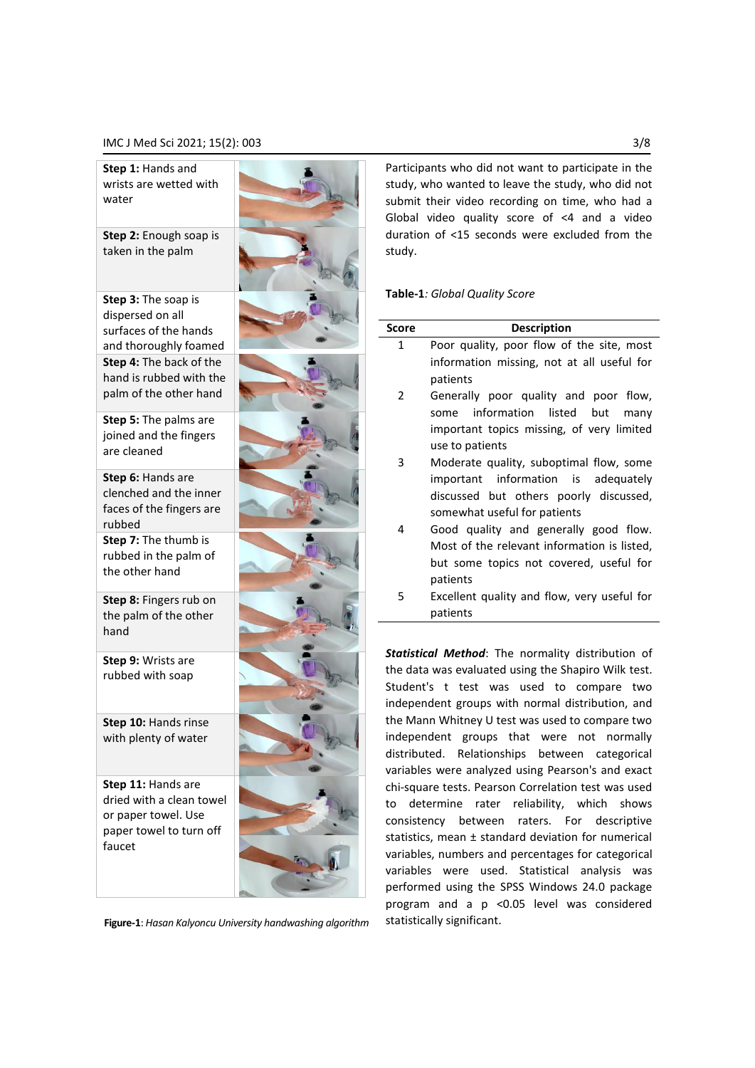| | |
|---|---|
| **Step 1:** Hands and wrists are wetted with water | |
| **Step 2:** Enough soap is taken in the palm | |
| **Step 3:** The soap is dispersed on all surfaces of the hands and thoroughly foamed | |
| **Step 4:** The back of the hand is rubbed with the palm of the other hand | |
| **Step 5:** The palms are joined and the fingers are cleaned | |
| **Step 6:** Hands are clenched and the inner faces of the fingers are rubbed | |
| **Step 7:** The thumb is rubbed in the palm of the other hand | |
| **Step 8:** Fingers rub on the palm of the other hand | |
| **Step 9:** Wrists are rubbed with soap | |
| **Step 10:** Hands rinse with plenty of water | |
| **Step 11:** Hands are dried with a clean towel or paper towel. Use paper towel to turn off faucet | |

**Figure-1**: *Hasan Kalyoncu University handwashing algorithm*

Participants who did not want to participate in the study, who wanted to leave the study, who did not submit their video recording on time, who had a Global video quality score of <4 and a video duration of <15 seconds were excluded from the study.

**Table-1**: *Global Quality Score*

| Score | Description |
|---|---|
| 1 | Poor quality, poor flow of the site, most information missing, not at all useful for patients |
| 2 | Generally poor quality and poor flow, some information listed but many important topics missing, of very limited use to patients |
| 3 | Moderate quality, suboptimal flow, some important information is adequately discussed but others poorly discussed, somewhat useful for patients |
| 4 | Good quality and generally good flow. Most of the relevant information is listed, but some topics not covered, useful for patients |
| 5 | Excellent quality and flow, very useful for patients |

***Statistical Method***: The normality distribution of the data was evaluated using the Shapiro Wilk test. Student's t test was used to compare two independent groups with normal distribution, and the Mann Whitney U test was used to compare two independent groups that were not normally distributed. Relationships between categorical variables were analyzed using Pearson's and exact chi-square tests. Pearson Correlation test was used to determine rater reliability, which shows consistency between raters. For descriptive statistics, mean ± standard deviation for numerical variables, numbers and percentages for categorical variables were used. Statistical analysis was performed using the SPSS Windows 24.0 package program and a $p < 0.05$ level was considered statistically significant.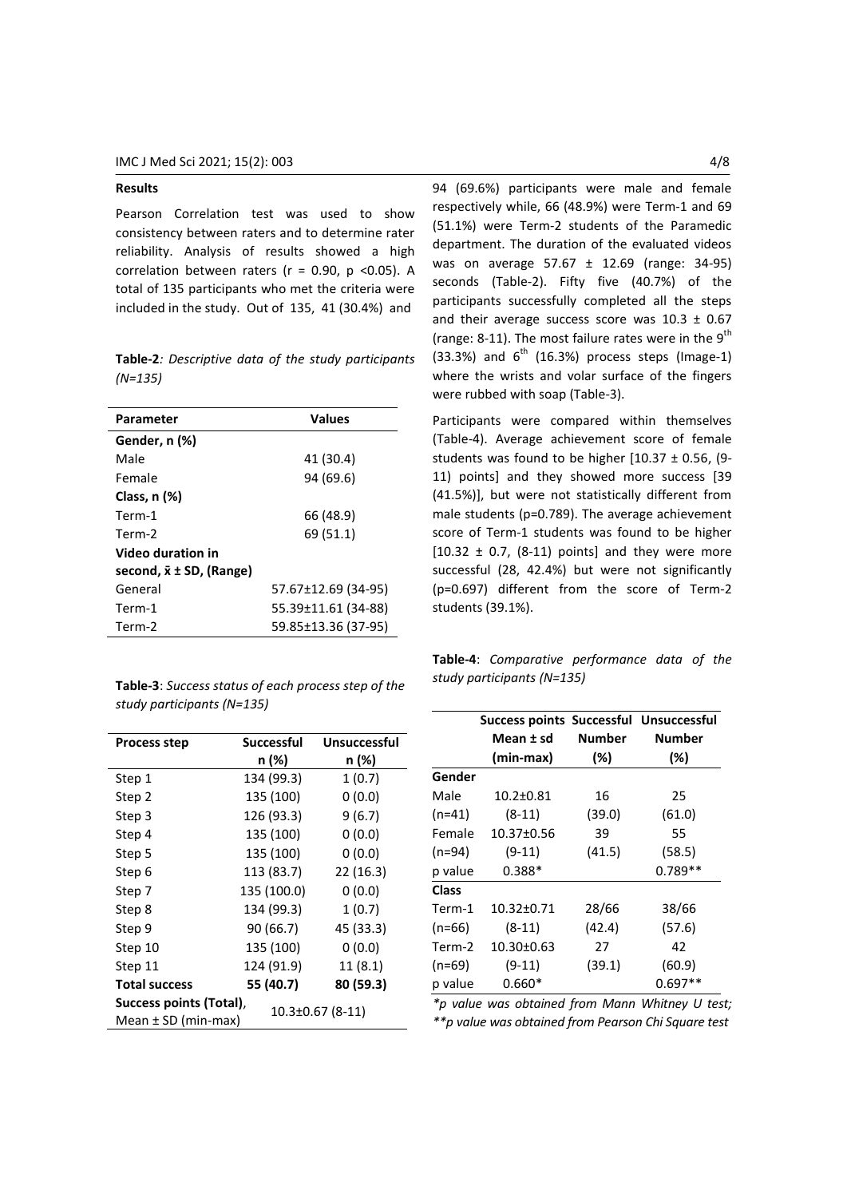### Results

Pearson Correlation test was used to show consistency between raters and to determine rater reliability. Analysis of results showed a high correlation between raters ($r = 0.90$, $p < 0.05$). A total of 135 participants who met the criteria were included in the study. Out of 135, 41 (30.4%) and 94 (69.6%) participants were male and female respectively while, 66 (48.9%) were Term-1 and 69 (51.1%) were Term-2 students of the Paramedic department. The duration of the evaluated videos was on average 57.67 ± 12.69 (range: 34-95) seconds (Table-2). Fifty five (40.7%) of the participants successfully completed all the steps and their average success score was 10.3 ± 0.67 (range: 8-11). The most failure rates were in the 9th (33.3%) and 6th (16.3%) process steps (Image-1) where the wrists and volar surface of the fingers were rubbed with soap (Table-3).

**Table-2**: *Descriptive data of the study participants (N=135)*

| Parameter | Values |
|---|---|
| **Gender, n (%)** | |
| Male | 41 (30.4) |
| Female | 94 (69.6) |
| **Class, n (%)** | |
| Term-1 | 66 (48.9) |
| Term-2 | 69 (51.1) |
| **Video duration in second, $\bar{x}$ ± SD, (Range)** | |
| General | 57.67±12.69 (34-95) |
| Term-1 | 55.39±11.61 (34-88) |
| Term-2 | 59.85±13.36 (37-95) |

**Table-3**: *Success status of each process step of the study participants (N=135)*

| Process step | Successful n (%) | Unsuccessful n (%) |
|---|---|---|
| Step 1 | 134 (99.3) | 1 (0.7) |
| Step 2 | 135 (100) | 0 (0.0) |
| Step 3 | 126 (93.3) | 9 (6.7) |
| Step 4 | 135 (100) | 0 (0.0) |
| Step 5 | 135 (100) | 0 (0.0) |
| Step 6 | 113 (83.7) | 22 (16.3) |
| Step 7 | 135 (100.0) | 0 (0.0) |
| Step 8 | 134 (99.3) | 1 (0.7) |
| Step 9 | 90 (66.7) | 45 (33.3) |
| Step 10 | 135 (100) | 0 (0.0) |
| Step 11 | 124 (91.9) | 11 (8.1) |
| **Total success** | **55 (40.7)** | **80 (59.3)** |
| **Success points (Total)**, Mean ± SD (min-max) | 10.3±0.67 (8-11) | |

Participants were compared within themselves (Table-4). Average achievement score of female students was found to be higher [10.37 ± 0.56, (9-11) points] and they showed more success [39 (41.5%)], but were not statistically different from male students (p=0.789). The average achievement score of Term-1 students was found to be higher [10.32 ± 0.7, (8-11) points] and they were more successful (28, 42.4%) but were not significantly (p=0.697) different from the score of Term-2 students (39.1%).

**Table-4**: *Comparative performance data of the study participants (N=135)*

| | Success points Mean ± sd (min-max) | Successful Number (%) | Unsuccessful Number (%) |
|---|---|---|---|
| **Gender** | | | |
| Male (n=41) | 10.2±0.81 (8-11) | 16 (39.0) | 25 (61.0) |
| Female (n=94) | 10.37±0.56 (9-11) | 39 (41.5) | 55 (58.5) |
| p value | 0.388* | | 0.789** |
| **Class** | | | |
| Term-1 (n=66) | 10.32±0.71 (8-11) | 28/66 (42.4) | 38/66 (57.6) |
| Term-2 (n=69) | 10.30±0.63 (9-11) | 27 (39.1) | 42 (60.9) |
| p value | 0.660* | | 0.697** |

*\*p value was obtained from Mann Whitney U test; \*\*p value was obtained from Pearson Chi Square test*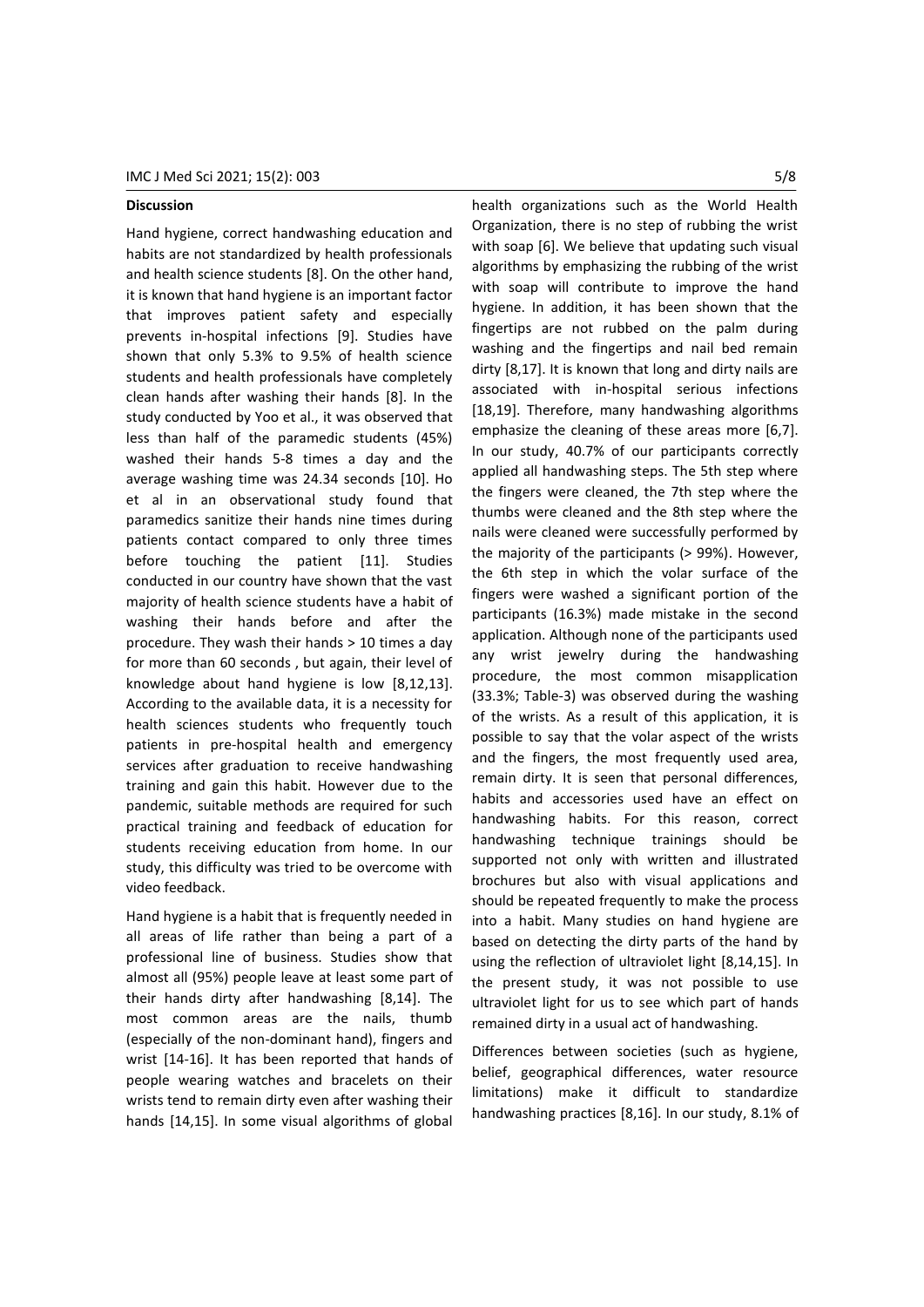## Discussion

Hand hygiene, correct handwashing education and habits are not standardized by health professionals and health science students [8]. On the other hand, it is known that hand hygiene is an important factor that improves patient safety and especially prevents in-hospital infections [9]. Studies have shown that only 5.3% to 9.5% of health science students and health professionals have completely clean hands after washing their hands [8]. In the study conducted by Yoo et al., it was observed that less than half of the paramedic students (45%) washed their hands 5-8 times a day and the average washing time was 24.34 seconds [10]. Ho et al in an observational study found that paramedics sanitize their hands nine times during patients contact compared to only three times before touching the patient [11]. Studies conducted in our country have shown that the vast majority of health science students have a habit of washing their hands before and after the procedure. They wash their hands > 10 times a day for more than 60 seconds , but again, their level of knowledge about hand hygiene is low [8,12,13]. According to the available data, it is a necessity for health sciences students who frequently touch patients in pre-hospital health and emergency services after graduation to receive handwashing training and gain this habit. However due to the pandemic, suitable methods are required for such practical training and feedback of education for students receiving education from home. In our study, this difficulty was tried to be overcome with video feedback.

Hand hygiene is a habit that is frequently needed in all areas of life rather than being a part of a professional line of business. Studies show that almost all (95%) people leave at least some part of their hands dirty after handwashing [8,14]. The most common areas are the nails, thumb (especially of the non-dominant hand), fingers and wrist [14-16]. It has been reported that hands of people wearing watches and bracelets on their wrists tend to remain dirty even after washing their hands [14,15]. In some visual algorithms of global health organizations such as the World Health Organization, there is no step of rubbing the wrist with soap [6]. We believe that updating such visual algorithms by emphasizing the rubbing of the wrist with soap will contribute to improve the hand hygiene. In addition, it has been shown that the fingertips are not rubbed on the palm during washing and the fingertips and nail bed remain dirty [8,17]. It is known that long and dirty nails are associated with in-hospital serious infections [18,19]. Therefore, many handwashing algorithms emphasize the cleaning of these areas more [6,7]. In our study, 40.7% of our participants correctly applied all handwashing steps. The 5th step where the fingers were cleaned, the 7th step where the thumbs were cleaned and the 8th step where the nails were cleaned were successfully performed by the majority of the participants (> 99%). However, the 6th step in which the volar surface of the fingers were washed a significant portion of the participants (16.3%) made mistake in the second application. Although none of the participants used any wrist jewelry during the handwashing procedure, the most common misapplication (33.3%; Table-3) was observed during the washing of the wrists. As a result of this application, it is possible to say that the volar aspect of the wrists and the fingers, the most frequently used area, remain dirty. It is seen that personal differences, habits and accessories used have an effect on handwashing habits. For this reason, correct handwashing technique trainings should be supported not only with written and illustrated brochures but also with visual applications and should be repeated frequently to make the process into a habit. Many studies on hand hygiene are based on detecting the dirty parts of the hand by using the reflection of ultraviolet light [8,14,15]. In the present study, it was not possible to use ultraviolet light for us to see which part of hands remained dirty in a usual act of handwashing.

Differences between societies (such as hygiene, belief, geographical differences, water resource limitations) make it difficult to standardize handwashing practices [8,16]. In our study, 8.1% of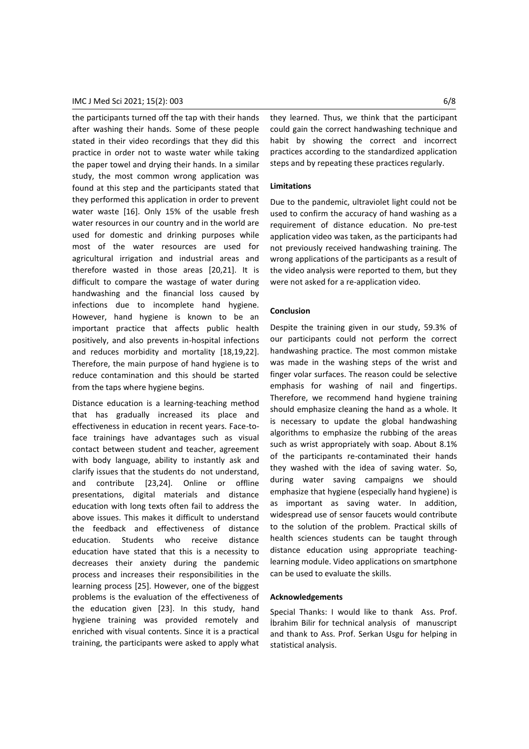the participants turned off the tap with their hands after washing their hands. Some of these people stated in their video recordings that they did this practice in order not to waste water while taking the paper towel and drying their hands. In a similar study, the most common wrong application was found at this step and the participants stated that they performed this application in order to prevent water waste [16]. Only 15% of the usable fresh water resources in our country and in the world are used for domestic and drinking purposes while most of the water resources are used for agricultural irrigation and industrial areas and therefore wasted in those areas [20,21]. It is difficult to compare the wastage of water during handwashing and the financial loss caused by infections due to incomplete hand hygiene. However, hand hygiene is known to be an important practice that affects public health positively, and also prevents in-hospital infections and reduces morbidity and mortality [18,19,22]. Therefore, the main purpose of hand hygiene is to reduce contamination and this should be started from the taps where hygiene begins.

Distance education is a learning-teaching method that has gradually increased its place and effectiveness in education in recent years. Face-to-face trainings have advantages such as visual contact between student and teacher, agreement with body language, ability to instantly ask and clarify issues that the students do not understand, and contribute [23,24]. Online or offline presentations, digital materials and distance education with long texts often fail to address the above issues. This makes it difficult to understand the feedback and effectiveness of distance education. Students who receive distance education have stated that this is a necessity to decreases their anxiety during the pandemic process and increases their responsibilities in the learning process [25]. However, one of the biggest problems is the evaluation of the effectiveness of the education given [23]. In this study, hand hygiene training was provided remotely and enriched with visual contents. Since it is a practical training, the participants were asked to apply what they learned. Thus, we think that the participant could gain the correct handwashing technique and habit by showing the correct and incorrect practices according to the standardized application steps and by repeating these practices regularly.

### Limitations

Due to the pandemic, ultraviolet light could not be used to confirm the accuracy of hand washing as a requirement of distance education. No pre-test application video was taken, as the participants had not previously received handwashing training. The wrong applications of the participants as a result of the video analysis were reported to them, but they were not asked for a re-application video.

### Conclusion

Despite the training given in our study, 59.3% of our participants could not perform the correct handwashing practice. The most common mistake was made in the washing steps of the wrist and finger volar surfaces. The reason could be selective emphasis for washing of nail and fingertips. Therefore, we recommend hand hygiene training should emphasize cleaning the hand as a whole. It is necessary to update the global handwashing algorithms to emphasize the rubbing of the areas such as wrist appropriately with soap. About 8.1% of the participants re-contaminated their hands they washed with the idea of saving water. So, during water saving campaigns we should emphasize that hygiene (especially hand hygiene) is as important as saving water. In addition, widespread use of sensor faucets would contribute to the solution of the problem. Practical skills of health sciences students can be taught through distance education using appropriate teaching-learning module. Video applications on smartphone can be used to evaluate the skills.

### Acknowledgements

Special Thanks: I would like to thank Ass. Prof. İbrahim Bilir for technical analysis of manuscript and thank to Ass. Prof. Serkan Usgu for helping in statistical analysis.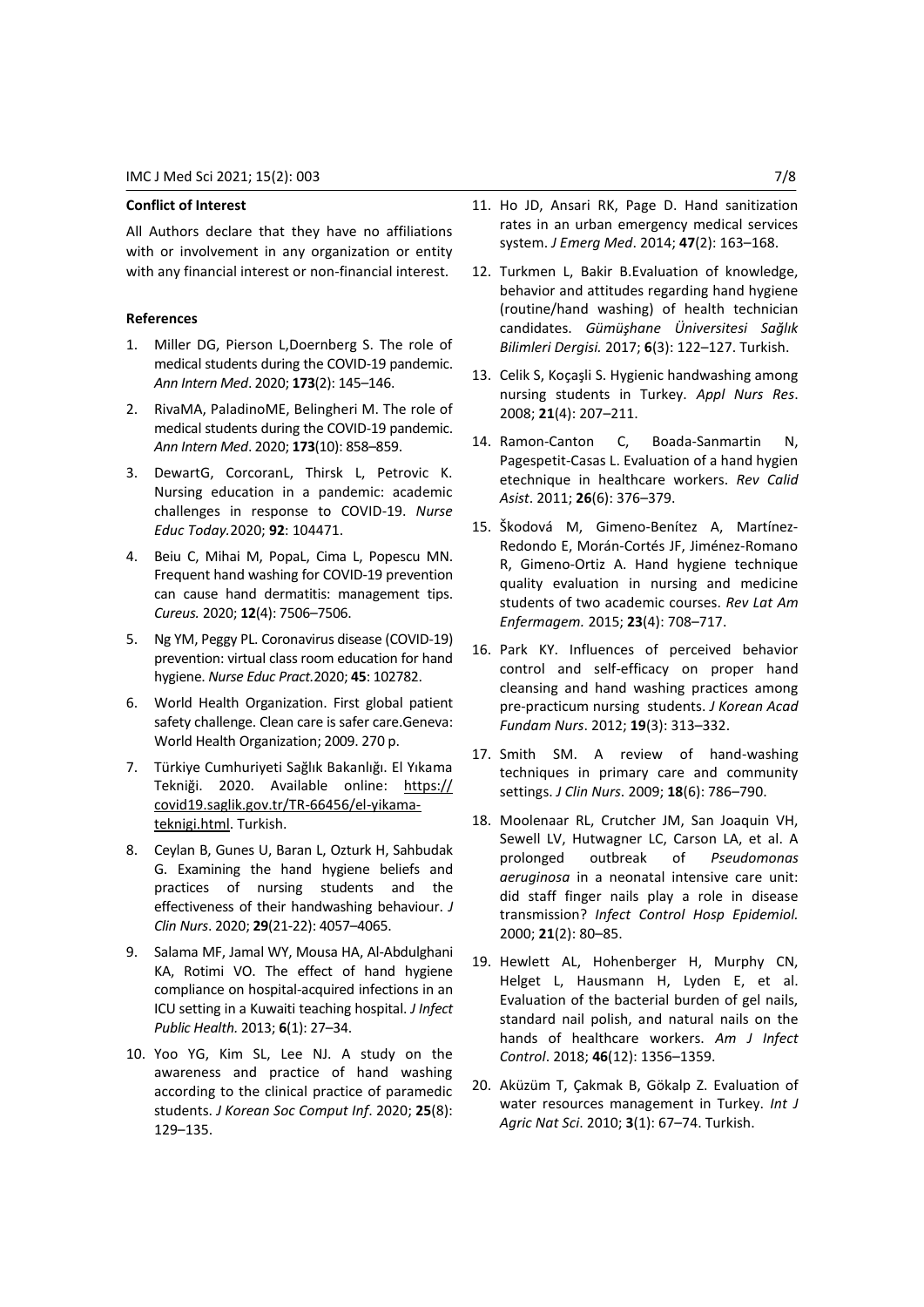### Conflict of Interest

All Authors declare that they have no affiliations with or involvement in any organization or entity with any financial interest or non-financial interest.

### References

1. Miller DG, Pierson L,Doernberg S. The role of medical students during the COVID-19 pandemic. *Ann Intern Med*. 2020; **173**(2): 145–146.
2. RivaMA, PaladinoME, Belingheri M. The role of medical students during the COVID-19 pandemic. *Ann Intern Med*. 2020; **173**(10): 858–859.
3. DewartG, CorcoranL, Thirsk L, Petrovic K. Nursing education in a pandemic: academic challenges in response to COVID-19. *Nurse Educ Today.*2020; **92**: 104471.
4. Beiu C, Mihai M, PopaL, Cima L, Popescu MN. Frequent hand washing for COVID-19 prevention can cause hand dermatitis: management tips. *Cureus.* 2020; **12**(4): 7506–7506.
5. Ng YM, Peggy PL. Coronavirus disease (COVID-19) prevention: virtual class room education for hand hygiene. *Nurse Educ Pract.*2020; **45**: 102782.
6. World Health Organization. First global patient safety challenge. Clean care is safer care.Geneva: World Health Organization; 2009. 270 p.
7. Türkiye Cumhuriyeti Sağlık Bakanlığı. El Yıkama Tekniği. 2020. Available online: https://covid19.saglik.gov.tr/TR-66456/el-yikama-teknigi.html. Turkish.
8. Ceylan B, Gunes U, Baran L, Ozturk H, Sahbudak G. Examining the hand hygiene beliefs and practices of nursing students and the effectiveness of their handwashing behaviour. *J Clin Nurs*. 2020; **29**(21-22): 4057–4065.
9. Salama MF, Jamal WY, Mousa HA, Al-Abdulghani KA, Rotimi VO. The effect of hand hygiene compliance on hospital-acquired infections in an ICU setting in a Kuwaiti teaching hospital. *J Infect Public Health.* 2013; **6**(1): 27–34.
10. Yoo YG, Kim SL, Lee NJ. A study on the awareness and practice of hand washing according to the clinical practice of paramedic students. *J Korean Soc Comput Inf*. 2020; **25**(8): 129–135.
11. Ho JD, Ansari RK, Page D. Hand sanitization rates in an urban emergency medical services system. *J Emerg Med*. 2014; **47**(2): 163–168.
12. Turkmen L, Bakir B.Evaluation of knowledge, behavior and attitudes regarding hand hygiene (routine/hand washing) of health technician candidates. *Gümüşhane Üniversitesi Sağlık Bilimleri Dergisi.* 2017; **6**(3): 122–127. Turkish.
13. Celik S, Koçaşli S. Hygienic handwashing among nursing students in Turkey. *Appl Nurs Res*. 2008; **21**(4): 207–211.
14. Ramon-Canton C, Boada-Sanmartin N, Pagespetit-Casas L. Evaluation of a hand hygien etechnique in healthcare workers. *Rev Calid Asist*. 2011; **26**(6): 376–379.
15. Škodová M, Gimeno-Benítez A, Martínez-Redondo E, Morán-Cortés JF, Jiménez-Romano R, Gimeno-Ortiz A. Hand hygiene technique quality evaluation in nursing and medicine students of two academic courses. *Rev Lat Am Enfermagem.* 2015; **23**(4): 708–717.
16. Park KY. Influences of perceived behavior control and self-efficacy on proper hand cleansing and hand washing practices among pre-practicum nursing students. *J Korean Acad Fundam Nurs*. 2012; **19**(3): 313–332.
17. Smith SM. A review of hand-washing techniques in primary care and community settings. *J Clin Nurs*. 2009; **18**(6): 786–790.
18. Moolenaar RL, Crutcher JM, San Joaquin VH, Sewell LV, Hutwagner LC, Carson LA, et al. A prolonged outbreak of *Pseudomonas aeruginosa* in a neonatal intensive care unit: did staff finger nails play a role in disease transmission? *Infect Control Hosp Epidemiol.* 2000; **21**(2): 80–85.
19. Hewlett AL, Hohenberger H, Murphy CN, Helget L, Hausmann H, Lyden E, et al. Evaluation of the bacterial burden of gel nails, standard nail polish, and natural nails on the hands of healthcare workers. *Am J Infect Control*. 2018; **46**(12): 1356–1359.
20. Aküzüm T, Çakmak B, Gökalp Z. Evaluation of water resources management in Turkey. *Int J Agric Nat Sci*. 2010; **3**(1): 67–74. Turkish.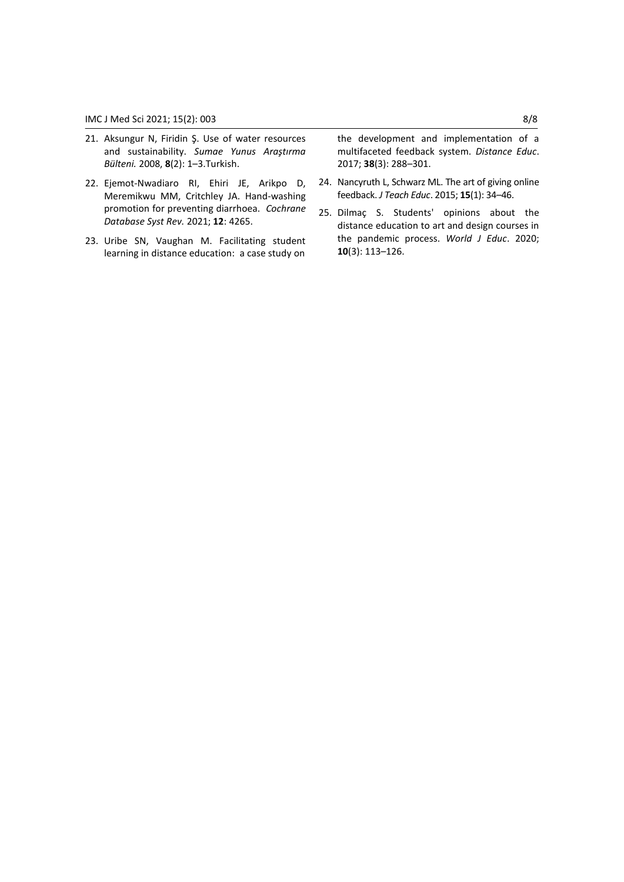21. Aksungur N, Firidin Ş. Use of water resources and sustainability. *Sumae Yunus Araştırma Bülteni.* 2008, **8**(2): 1–3.Turkish.

22. Ejemot-Nwadiaro RI, Ehiri JE, Arikpo D, Meremikwu MM, Critchley JA. Hand-washing promotion for preventing diarrhoea. *Cochrane Database Syst Rev.* 2021; **12**: 4265.

23. Uribe SN, Vaughan M. Facilitating student learning in distance education: a case study on the development and implementation of a multifaceted feedback system. *Distance Educ*. 2017; **38**(3): 288–301.

24. Nancyruth L, Schwarz ML. The art of giving online feedback. *J Teach Educ*. 2015; **15**(1): 34–46.

25. Dilmaç S. Students' opinions about the distance education to art and design courses in the pandemic process. *World J Educ*. 2020; **10**(3): 113–126.